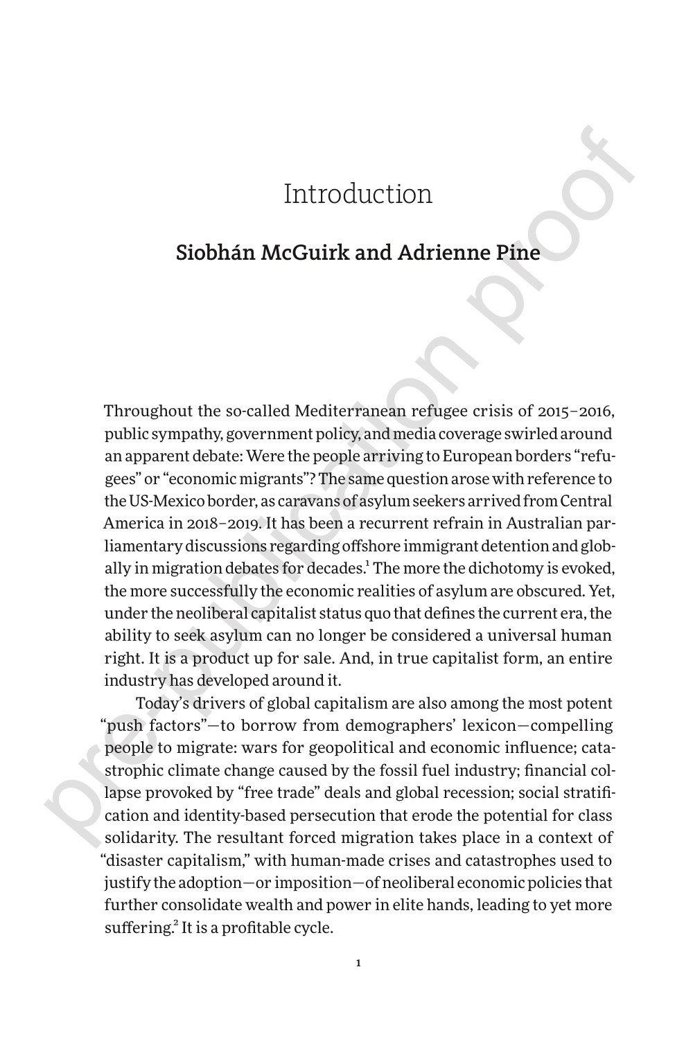# Introduction

## Siobhán McGuirk and Adrienne Pine

Throughout the so-called Mediterranean refugee crisis of 2015–2016, public sympathy, government policy, and media coverage swirled around an apparent debate: Were the people arriving to European borders "refugees" or "economic migrants"? The same question arose with reference to the US-Mexico border, as caravans of asylum seekers arrived from Central America in 2018–2019. It has been a recurrent refrain in Australian parliamentary discussions regarding offshore immigrant detention and globally in migration debates for decades.[1] The more the dichotomy is evoked, the more successfully the economic realities of asylum are obscured. Yet, under the neoliberal capitalist status quo that defines the current era, the ability to seek asylum can no longer be considered a universal human right. It is a product up for sale. And, in true capitalist form, an entire industry has developed around it.

Today's drivers of global capitalism are also among the most potent "push factors"—to borrow from demographers' lexicon—compelling people to migrate: wars for geopolitical and economic influence; catastrophic climate change caused by the fossil fuel industry; financial collapse provoked by "free trade" deals and global recession; social stratification and identity-based persecution that erode the potential for class solidarity. The resultant forced migration takes place in a context of "disaster capitalism," with human-made crises and catastrophes used to justify the adoption—or imposition—of neoliberal economic policies that further consolidate wealth and power in elite hands, leading to yet more suffering.[2] It is a profitable cycle.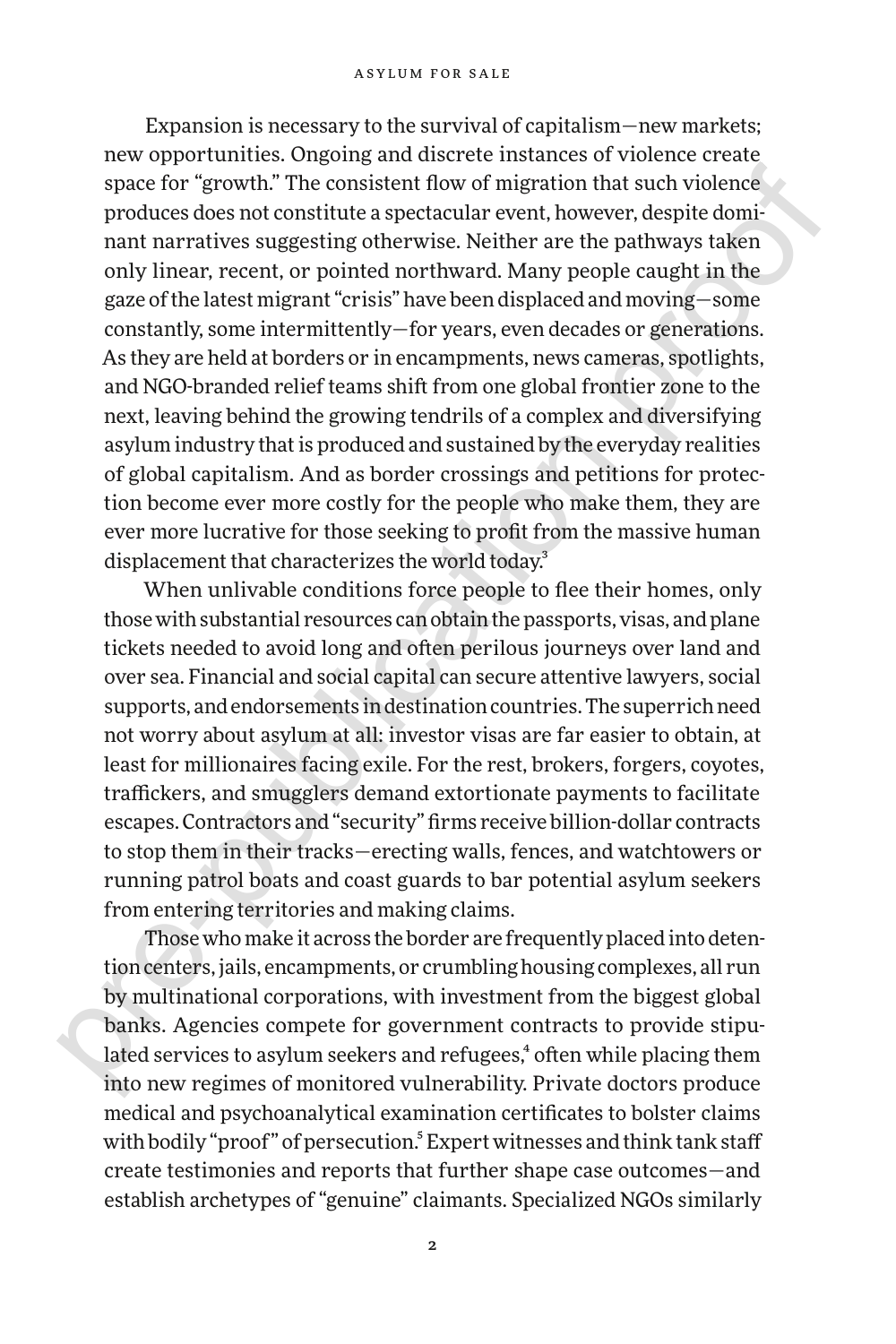Expansion is necessary to the survival of capitalism—new markets; new opportunities. Ongoing and discrete instances of violence create space for "growth." The consistent flow of migration that such violence produces does not constitute a spectacular event, however, despite dominant narratives suggesting otherwise. Neither are the pathways taken only linear, recent, or pointed northward. Many people caught in the gaze of the latest migrant "crisis" have been displaced and moving—some constantly, some intermittently—for years, even decades or generations. As they are held at borders or in encampments, news cameras, spotlights, and NGO-branded relief teams shift from one global frontier zone to the next, leaving behind the growing tendrils of a complex and diversifying asylum industry that is produced and sustained by the everyday realities of global capitalism. And as border crossings and petitions for protection become ever more costly for the people who make them, they are ever more lucrative for those seeking to profit from the massive human displacement that characterizes the world today.[3]

When unlivable conditions force people to flee their homes, only those with substantial resources can obtain the passports, visas, and plane tickets needed to avoid long and often perilous journeys over land and over sea. Financial and social capital can secure attentive lawyers, social supports, and endorsements in destination countries. The superrich need not worry about asylum at all: investor visas are far easier to obtain, at least for millionaires facing exile. For the rest, brokers, forgers, coyotes, traffickers, and smugglers demand extortionate payments to facilitate escapes. Contractors and "security" firms receive billion-dollar contracts to stop them in their tracks—erecting walls, fences, and watchtowers or running patrol boats and coast guards to bar potential asylum seekers from entering territories and making claims.

Those who make it across the border are frequently placed into detention centers, jails, encampments, or crumbling housing complexes, all run by multinational corporations, with investment from the biggest global banks. Agencies compete for government contracts to provide stipulated services to asylum seekers and refugees,[4] often while placing them into new regimes of monitored vulnerability. Private doctors produce medical and psychoanalytical examination certificates to bolster claims with bodily "proof" of persecution.[5] Expert witnesses and think tank staff create testimonies and reports that further shape case outcomes—and establish archetypes of "genuine" claimants. Specialized NGOs similarly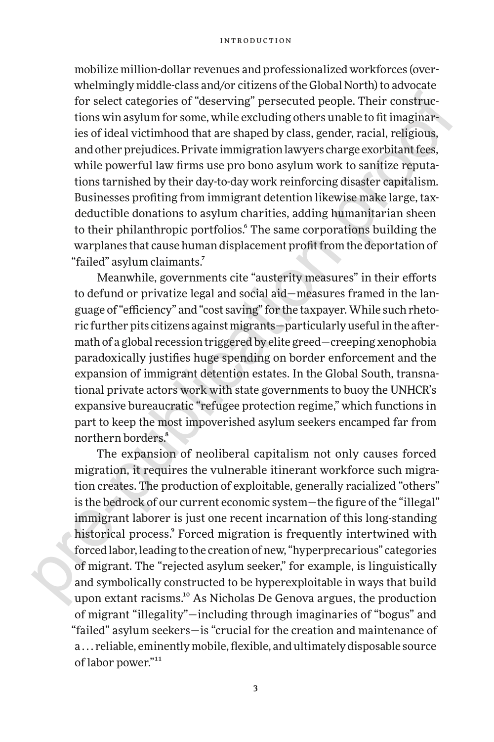mobilize million-dollar revenues and professionalized workforces (overwhelmingly middle-class and/or citizens of the Global North) to advocate for select categories of "deserving" persecuted people. Their constructions win asylum for some, while excluding others unable to fit imaginaries of ideal victimhood that are shaped by class, gender, racial, religious, and other prejudices. Private immigration lawyers charge exorbitant fees, while powerful law firms use pro bono asylum work to sanitize reputations tarnished by their day-to-day work reinforcing disaster capitalism. Businesses profiting from immigrant detention likewise make large, tax-deductible donations to asylum charities, adding humanitarian sheen to their philanthropic portfolios.[6] The same corporations building the warplanes that cause human displacement profit from the deportation of "failed" asylum claimants.[7]

Meanwhile, governments cite "austerity measures" in their efforts to defund or privatize legal and social aid—measures framed in the language of "efficiency" and "cost saving" for the taxpayer. While such rhetoric further pits citizens against migrants—particularly useful in the aftermath of a global recession triggered by elite greed—creeping xenophobia paradoxically justifies huge spending on border enforcement and the expansion of immigrant detention estates. In the Global South, transnational private actors work with state governments to buoy the UNHCR's expansive bureaucratic "refugee protection regime," which functions in part to keep the most impoverished asylum seekers encamped far from northern borders.[8]

The expansion of neoliberal capitalism not only causes forced migration, it requires the vulnerable itinerant workforce such migration creates. The production of exploitable, generally racialized "others" is the bedrock of our current economic system—the figure of the "illegal" immigrant laborer is just one recent incarnation of this long-standing historical process.[9] Forced migration is frequently intertwined with forced labor, leading to the creation of new, "hyperprecarious" categories of migrant. The "rejected asylum seeker," for example, is linguistically and symbolically constructed to be hyperexploitable in ways that build upon extant racisms.[10] As Nicholas De Genova argues, the production of migrant "illegality"—including through imaginaries of "bogus" and "failed" asylum seekers—is "crucial for the creation and maintenance of a . . . reliable, eminently mobile, flexible, and ultimately disposable source of labor power."[11]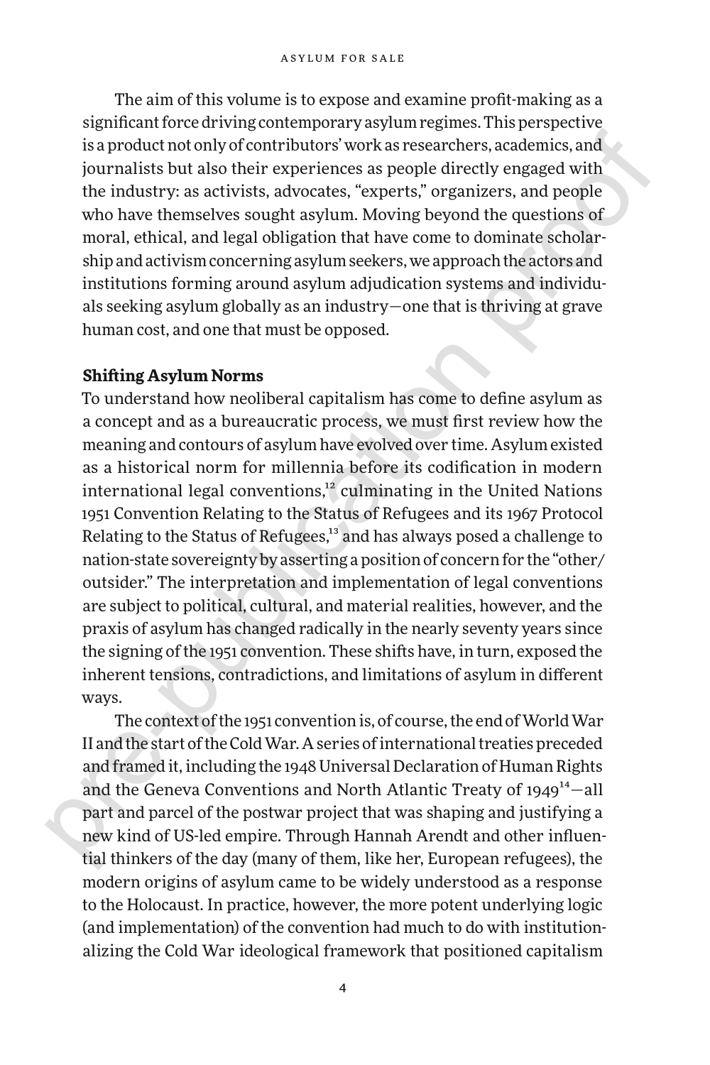The aim of this volume is to expose and examine profit-making as a significant force driving contemporary asylum regimes. This perspective is a product not only of contributors' work as researchers, academics, and journalists but also their experiences as people directly engaged with the industry: as activists, advocates, "experts," organizers, and people who have themselves sought asylum. Moving beyond the questions of moral, ethical, and legal obligation that have come to dominate scholarship and activism concerning asylum seekers, we approach the actors and institutions forming around asylum adjudication systems and individuals seeking asylum globally as an industry—one that is thriving at grave human cost, and one that must be opposed.

## Shifting Asylum Norms

To understand how neoliberal capitalism has come to define asylum as a concept and as a bureaucratic process, we must first review how the meaning and contours of asylum have evolved over time. Asylum existed as a historical norm for millennia before its codification in modern international legal conventions,[12] culminating in the United Nations 1951 Convention Relating to the Status of Refugees and its 1967 Protocol Relating to the Status of Refugees,[13] and has always posed a challenge to nation-state sovereignty by asserting a position of concern for the "other/outsider." The interpretation and implementation of legal conventions are subject to political, cultural, and material realities, however, and the praxis of asylum has changed radically in the nearly seventy years since the signing of the 1951 convention. These shifts have, in turn, exposed the inherent tensions, contradictions, and limitations of asylum in different ways.

The context of the 1951 convention is, of course, the end of World War II and the start of the Cold War. A series of international treaties preceded and framed it, including the 1948 Universal Declaration of Human Rights and the Geneva Conventions and North Atlantic Treaty of 1949[14]—all part and parcel of the postwar project that was shaping and justifying a new kind of US-led empire. Through Hannah Arendt and other influential thinkers of the day (many of them, like her, European refugees), the modern origins of asylum came to be widely understood as a response to the Holocaust. In practice, however, the more potent underlying logic (and implementation) of the convention had much to do with institutionalizing the Cold War ideological framework that positioned capitalism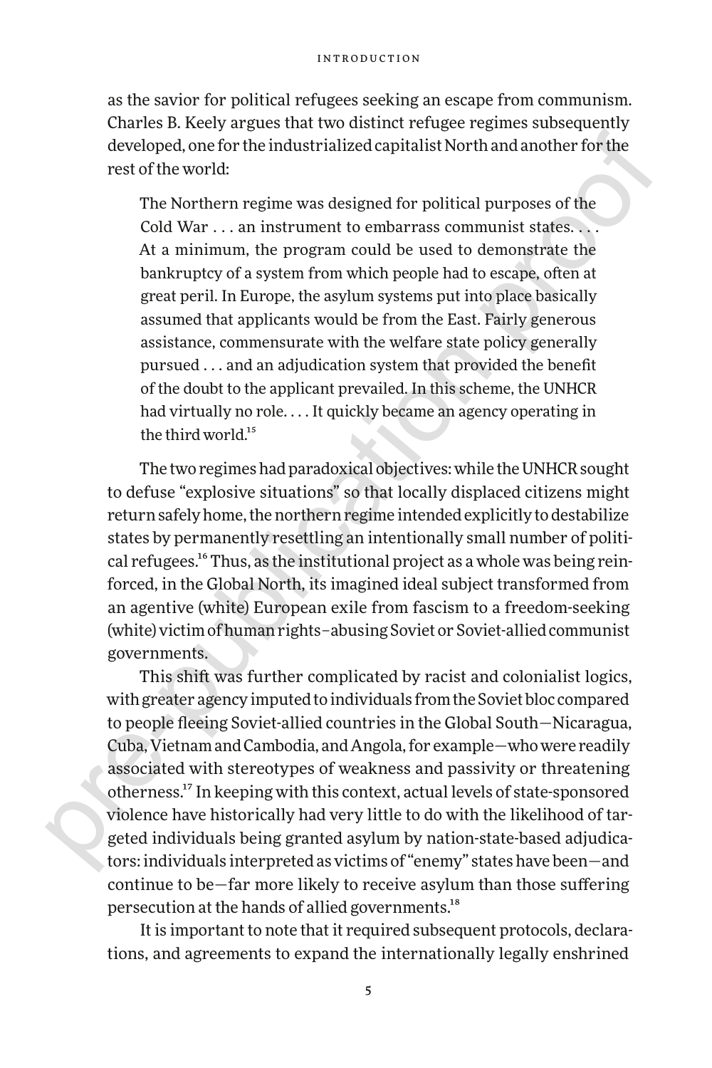as the savior for political refugees seeking an escape from communism. Charles B. Keely argues that two distinct refugee regimes subsequently developed, one for the industrialized capitalist North and another for the rest of the world:

> The Northern regime was designed for political purposes of the Cold War . . . an instrument to embarrass communist states. . . . At a minimum, the program could be used to demonstrate the bankruptcy of a system from which people had to escape, often at great peril. In Europe, the asylum systems put into place basically assumed that applicants would be from the East. Fairly generous assistance, commensurate with the welfare state policy generally pursued . . . and an adjudication system that provided the benefit of the doubt to the applicant prevailed. In this scheme, the UNHCR had virtually no role. . . . It quickly became an agency operating in the third world.[15]

The two regimes had paradoxical objectives: while the UNHCR sought to defuse "explosive situations" so that locally displaced citizens might return safely home, the northern regime intended explicitly to destabilize states by permanently resettling an intentionally small number of political refugees.[16] Thus, as the institutional project as a whole was being reinforced, in the Global North, its imagined ideal subject transformed from an agentive (white) European exile from fascism to a freedom-seeking (white) victim of human rights–abusing Soviet or Soviet-allied communist governments.

This shift was further complicated by racist and colonialist logics, with greater agency imputed to individuals from the Soviet bloc compared to people fleeing Soviet-allied countries in the Global South—Nicaragua, Cuba, Vietnam and Cambodia, and Angola, for example—who were readily associated with stereotypes of weakness and passivity or threatening otherness.[17] In keeping with this context, actual levels of state-sponsored violence have historically had very little to do with the likelihood of targeted individuals being granted asylum by nation-state-based adjudicators: individuals interpreted as victims of "enemy" states have been—and continue to be—far more likely to receive asylum than those suffering persecution at the hands of allied governments.[18]

It is important to note that it required subsequent protocols, declarations, and agreements to expand the internationally legally enshrined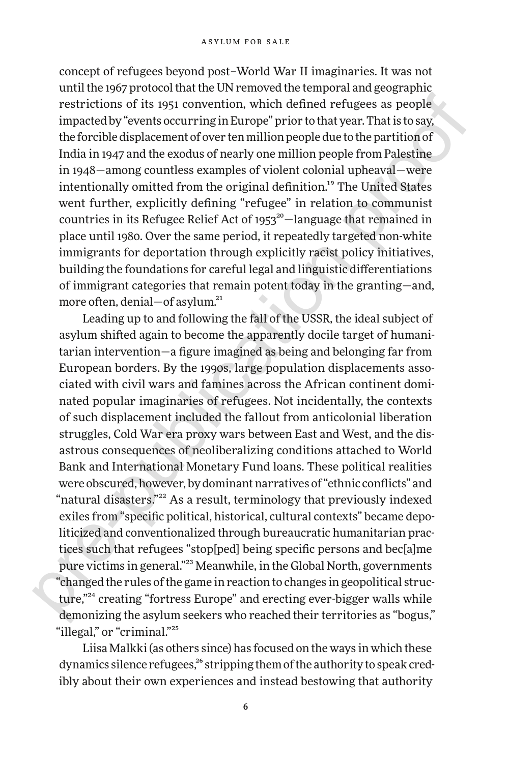concept of refugees beyond post–World War II imaginaries. It was not until the 1967 protocol that the UN removed the temporal and geographic restrictions of its 1951 convention, which defined refugees as people impacted by "events occurring in Europe" prior to that year. That is to say, the forcible displacement of over ten million people due to the partition of India in 1947 and the exodus of nearly one million people from Palestine in 1948—among countless examples of violent colonial upheaval—were intentionally omitted from the original definition.[19] The United States went further, explicitly defining "refugee" in relation to communist countries in its Refugee Relief Act of 1953[20]—language that remained in place until 1980. Over the same period, it repeatedly targeted non-white immigrants for deportation through explicitly racist policy initiatives, building the foundations for careful legal and linguistic differentiations of immigrant categories that remain potent today in the granting—and, more often, denial—of asylum.[21]

Leading up to and following the fall of the USSR, the ideal subject of asylum shifted again to become the apparently docile target of humanitarian intervention—a figure imagined as being and belonging far from European borders. By the 1990s, large population displacements associated with civil wars and famines across the African continent dominated popular imaginaries of refugees. Not incidentally, the contexts of such displacement included the fallout from anticolonial liberation struggles, Cold War era proxy wars between East and West, and the disastrous consequences of neoliberalizing conditions attached to World Bank and International Monetary Fund loans. These political realities were obscured, however, by dominant narratives of "ethnic conflicts" and "natural disasters."[22] As a result, terminology that previously indexed exiles from "specific political, historical, cultural contexts" became depoliticized and conventionalized through bureaucratic humanitarian practices such that refugees "stop[ped] being specific persons and bec[a]me pure victims in general."[23] Meanwhile, in the Global North, governments "changed the rules of the game in reaction to changes in geopolitical structure,"[24] creating "fortress Europe" and erecting ever-bigger walls while demonizing the asylum seekers who reached their territories as "bogus," "illegal," or "criminal."[25]

Liisa Malkki (as others since) has focused on the ways in which these dynamics silence refugees,[26] stripping them of the authority to speak credibly about their own experiences and instead bestowing that authority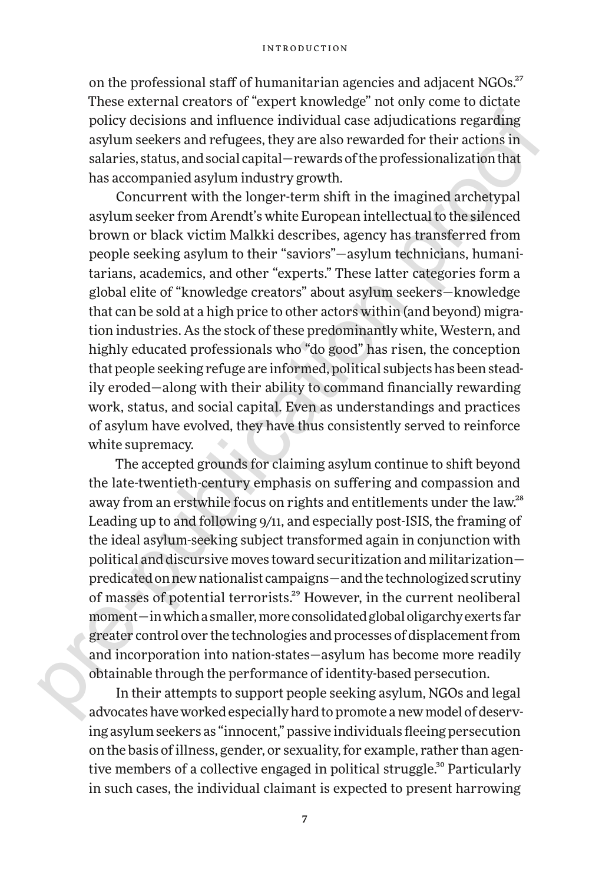on the professional staff of humanitarian agencies and adjacent NGOs.[27] These external creators of "expert knowledge" not only come to dictate policy decisions and influence individual case adjudications regarding asylum seekers and refugees, they are also rewarded for their actions in salaries, status, and social capital—rewards of the professionalization that has accompanied asylum industry growth.

Concurrent with the longer-term shift in the imagined archetypal asylum seeker from Arendt's white European intellectual to the silenced brown or black victim Malkki describes, agency has transferred from people seeking asylum to their "saviors"—asylum technicians, humanitarians, academics, and other "experts." These latter categories form a global elite of "knowledge creators" about asylum seekers—knowledge that can be sold at a high price to other actors within (and beyond) migration industries. As the stock of these predominantly white, Western, and highly educated professionals who "do good" has risen, the conception that people seeking refuge are informed, political subjects has been steadily eroded—along with their ability to command financially rewarding work, status, and social capital. Even as understandings and practices of asylum have evolved, they have thus consistently served to reinforce white supremacy.

The accepted grounds for claiming asylum continue to shift beyond the late-twentieth-century emphasis on suffering and compassion and away from an erstwhile focus on rights and entitlements under the law.[28] Leading up to and following 9/11, and especially post-ISIS, the framing of the ideal asylum-seeking subject transformed again in conjunction with political and discursive moves toward securitization and militarization—predicated on new nationalist campaigns—and the technologized scrutiny of masses of potential terrorists.[29] However, in the current neoliberal moment—in which a smaller, more consolidated global oligarchy exerts far greater control over the technologies and processes of displacement from and incorporation into nation-states—asylum has become more readily obtainable through the performance of identity-based persecution.

In their attempts to support people seeking asylum, NGOs and legal advocates have worked especially hard to promote a new model of deserving asylum seekers as "innocent," passive individuals fleeing persecution on the basis of illness, gender, or sexuality, for example, rather than agentive members of a collective engaged in political struggle.[30] Particularly in such cases, the individual claimant is expected to present harrowing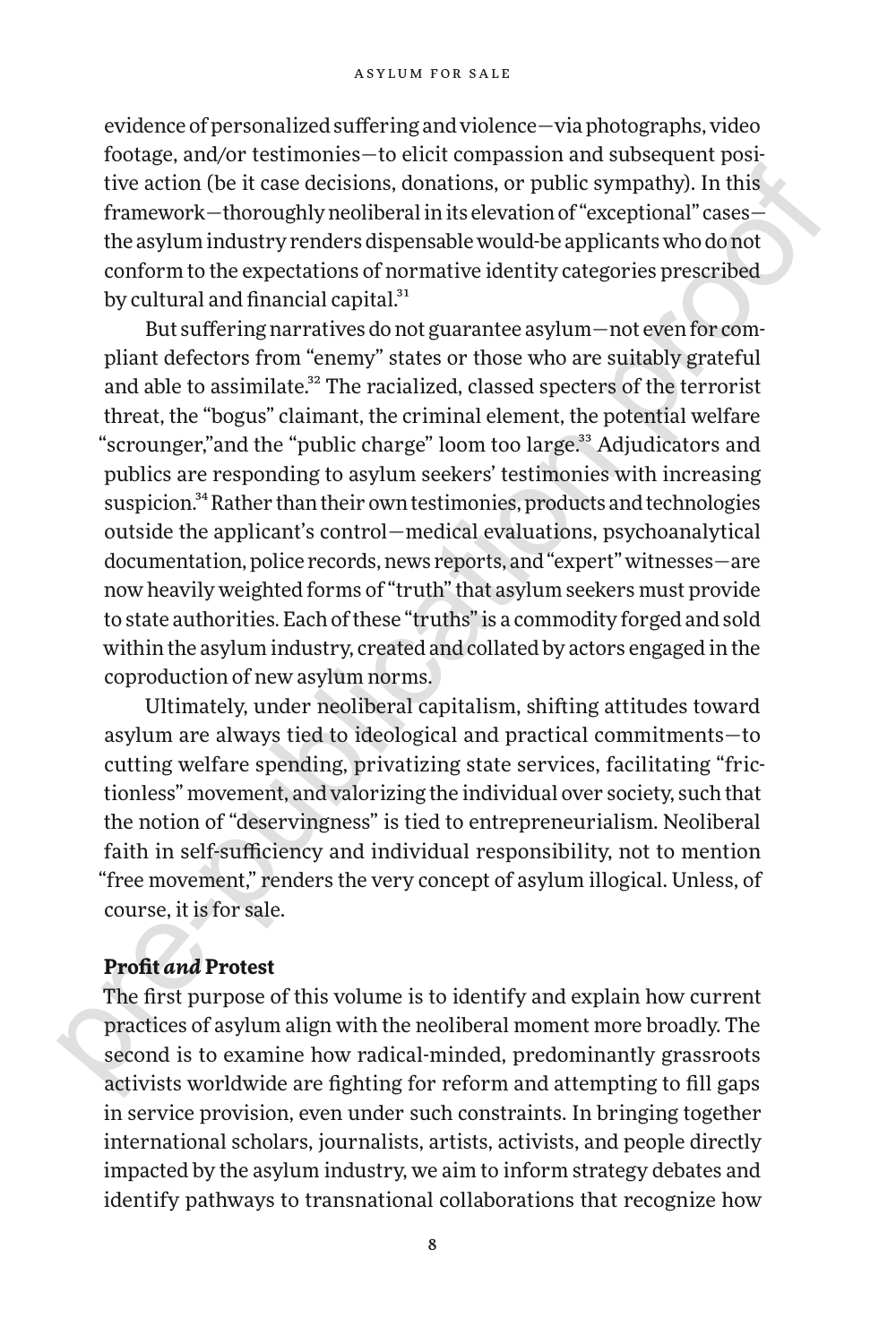evidence of personalized suffering and violence—via photographs, video footage, and/or testimonies—to elicit compassion and subsequent positive action (be it case decisions, donations, or public sympathy). In this framework—thoroughly neoliberal in its elevation of "exceptional" cases—the asylum industry renders dispensable would-be applicants who do not conform to the expectations of normative identity categories prescribed by cultural and financial capital.[31]

But suffering narratives do not guarantee asylum—not even for compliant defectors from "enemy" states or those who are suitably grateful and able to assimilate.[32] The racialized, classed specters of the terrorist threat, the "bogus" claimant, the criminal element, the potential welfare "scrounger," and the "public charge" loom too large.[33] Adjudicators and publics are responding to asylum seekers' testimonies with increasing suspicion.[34] Rather than their own testimonies, products and technologies outside the applicant's control—medical evaluations, psychoanalytical documentation, police records, news reports, and "expert" witnesses—are now heavily weighted forms of "truth" that asylum seekers must provide to state authorities. Each of these "truths" is a commodity forged and sold within the asylum industry, created and collated by actors engaged in the coproduction of new asylum norms.

Ultimately, under neoliberal capitalism, shifting attitudes toward asylum are always tied to ideological and practical commitments—to cutting welfare spending, privatizing state services, facilitating "frictionless" movement, and valorizing the individual over society, such that the notion of "deservingness" is tied to entrepreneurialism. Neoliberal faith in self-sufficiency and individual responsibility, not to mention "free movement," renders the very concept of asylum illogical. Unless, of course, it is for sale.

### Profit *and* Protest

The first purpose of this volume is to identify and explain how current practices of asylum align with the neoliberal moment more broadly. The second is to examine how radical-minded, predominantly grassroots activists worldwide are fighting for reform and attempting to fill gaps in service provision, even under such constraints. In bringing together international scholars, journalists, artists, activists, and people directly impacted by the asylum industry, we aim to inform strategy debates and identify pathways to transnational collaborations that recognize how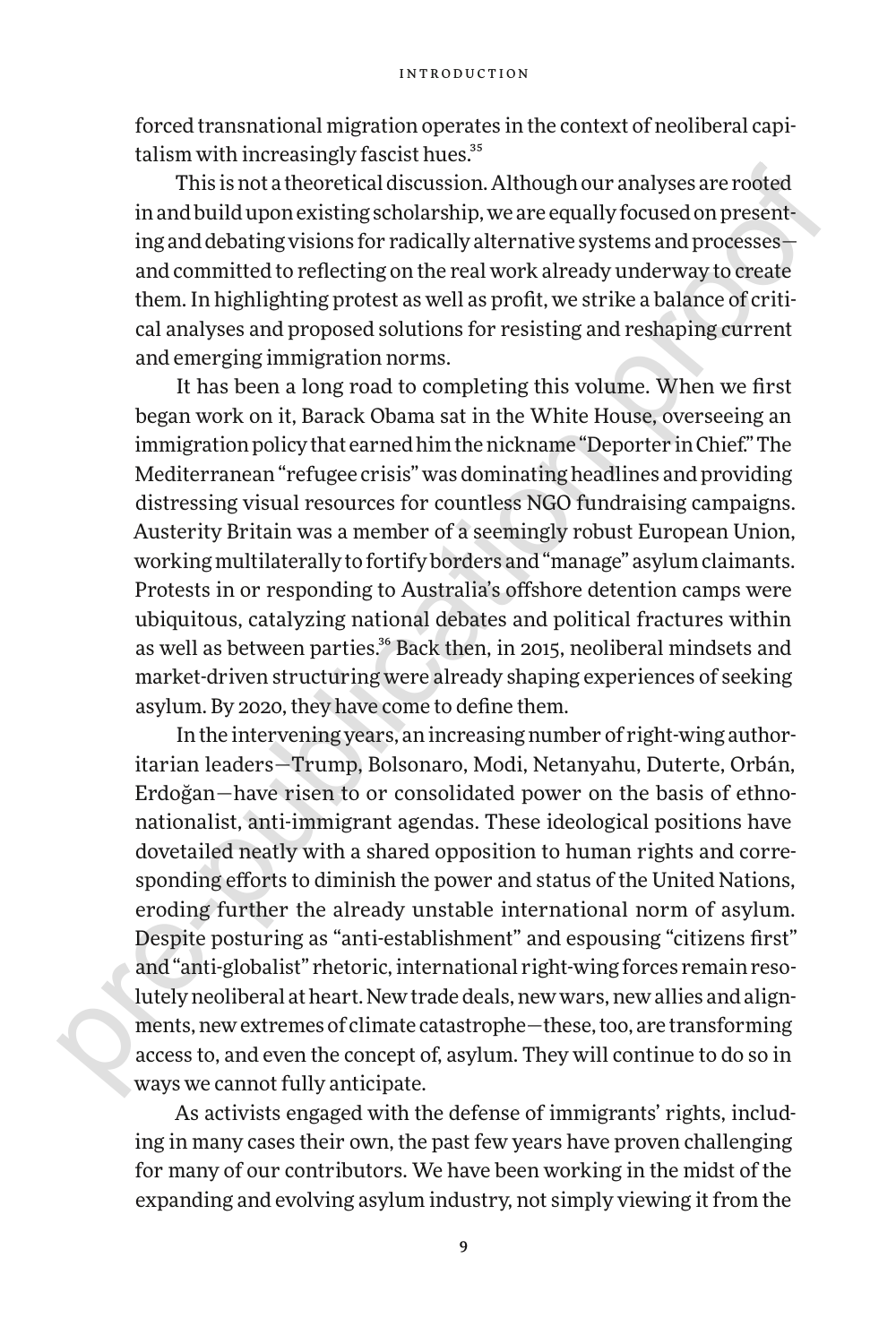forced transnational migration operates in the context of neoliberal capitalism with increasingly fascist hues.[35]

This is not a theoretical discussion. Although our analyses are rooted in and build upon existing scholarship, we are equally focused on presenting and debating visions for radically alternative systems and processes—and committed to reflecting on the real work already underway to create them. In highlighting protest as well as profit, we strike a balance of critical analyses and proposed solutions for resisting and reshaping current and emerging immigration norms.

It has been a long road to completing this volume. When we first began work on it, Barack Obama sat in the White House, overseeing an immigration policy that earned him the nickname "Deporter in Chief." The Mediterranean "refugee crisis" was dominating headlines and providing distressing visual resources for countless NGO fundraising campaigns. Austerity Britain was a member of a seemingly robust European Union, working multilaterally to fortify borders and "manage" asylum claimants. Protests in or responding to Australia's offshore detention camps were ubiquitous, catalyzing national debates and political fractures within as well as between parties.[36] Back then, in 2015, neoliberal mindsets and market-driven structuring were already shaping experiences of seeking asylum. By 2020, they have come to define them.

In the intervening years, an increasing number of right-wing authoritarian leaders—Trump, Bolsonaro, Modi, Netanyahu, Duterte, Orbán, Erdoğan—have risen to or consolidated power on the basis of ethnonationalist, anti-immigrant agendas. These ideological positions have dovetailed neatly with a shared opposition to human rights and corresponding efforts to diminish the power and status of the United Nations, eroding further the already unstable international norm of asylum. Despite posturing as "anti-establishment" and espousing "citizens first" and "anti-globalist" rhetoric, international right-wing forces remain resolutely neoliberal at heart. New trade deals, new wars, new allies and alignments, new extremes of climate catastrophe—these, too, are transforming access to, and even the concept of, asylum. They will continue to do so in ways we cannot fully anticipate.

As activists engaged with the defense of immigrants' rights, including in many cases their own, the past few years have proven challenging for many of our contributors. We have been working in the midst of the expanding and evolving asylum industry, not simply viewing it from the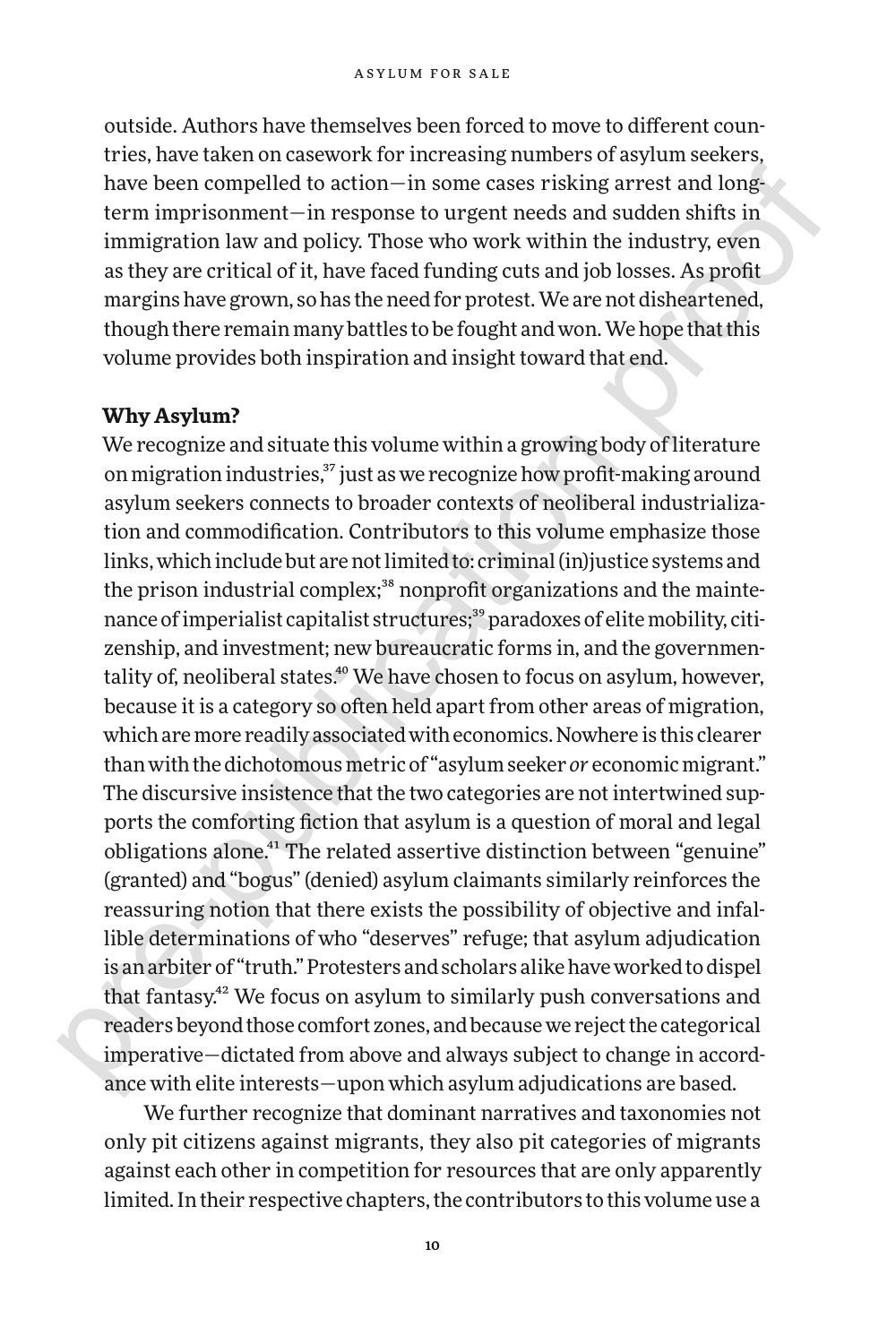outside. Authors have themselves been forced to move to different countries, have taken on casework for increasing numbers of asylum seekers, have been compelled to action—in some cases risking arrest and long-term imprisonment—in response to urgent needs and sudden shifts in immigration law and policy. Those who work within the industry, even as they are critical of it, have faced funding cuts and job losses. As profit margins have grown, so has the need for protest. We are not disheartened, though there remain many battles to be fought and won. We hope that this volume provides both inspiration and insight toward that end.

## Why Asylum?

We recognize and situate this volume within a growing body of literature on migration industries,[37] just as we recognize how profit-making around asylum seekers connects to broader contexts of neoliberal industrialization and commodification. Contributors to this volume emphasize those links, which include but are not limited to: criminal (in)justice systems and the prison industrial complex;[38] nonprofit organizations and the maintenance of imperialist capitalist structures;[39] paradoxes of elite mobility, citizenship, and investment; new bureaucratic forms in, and the governmentality of, neoliberal states.[40] We have chosen to focus on asylum, however, because it is a category so often held apart from other areas of migration, which are more readily associated with economics. Nowhere is this clearer than with the dichotomous metric of "asylum seeker *or* economic migrant." The discursive insistence that the two categories are not intertwined supports the comforting fiction that asylum is a question of moral and legal obligations alone.[41] The related assertive distinction between "genuine" (granted) and "bogus" (denied) asylum claimants similarly reinforces the reassuring notion that there exists the possibility of objective and infallible determinations of who "deserves" refuge; that asylum adjudication is an arbiter of "truth." Protesters and scholars alike have worked to dispel that fantasy.[42] We focus on asylum to similarly push conversations and readers beyond those comfort zones, and because we reject the categorical imperative—dictated from above and always subject to change in accordance with elite interests—upon which asylum adjudications are based.

We further recognize that dominant narratives and taxonomies not only pit citizens against migrants, they also pit categories of migrants against each other in competition for resources that are only apparently limited. In their respective chapters, the contributors to this volume use a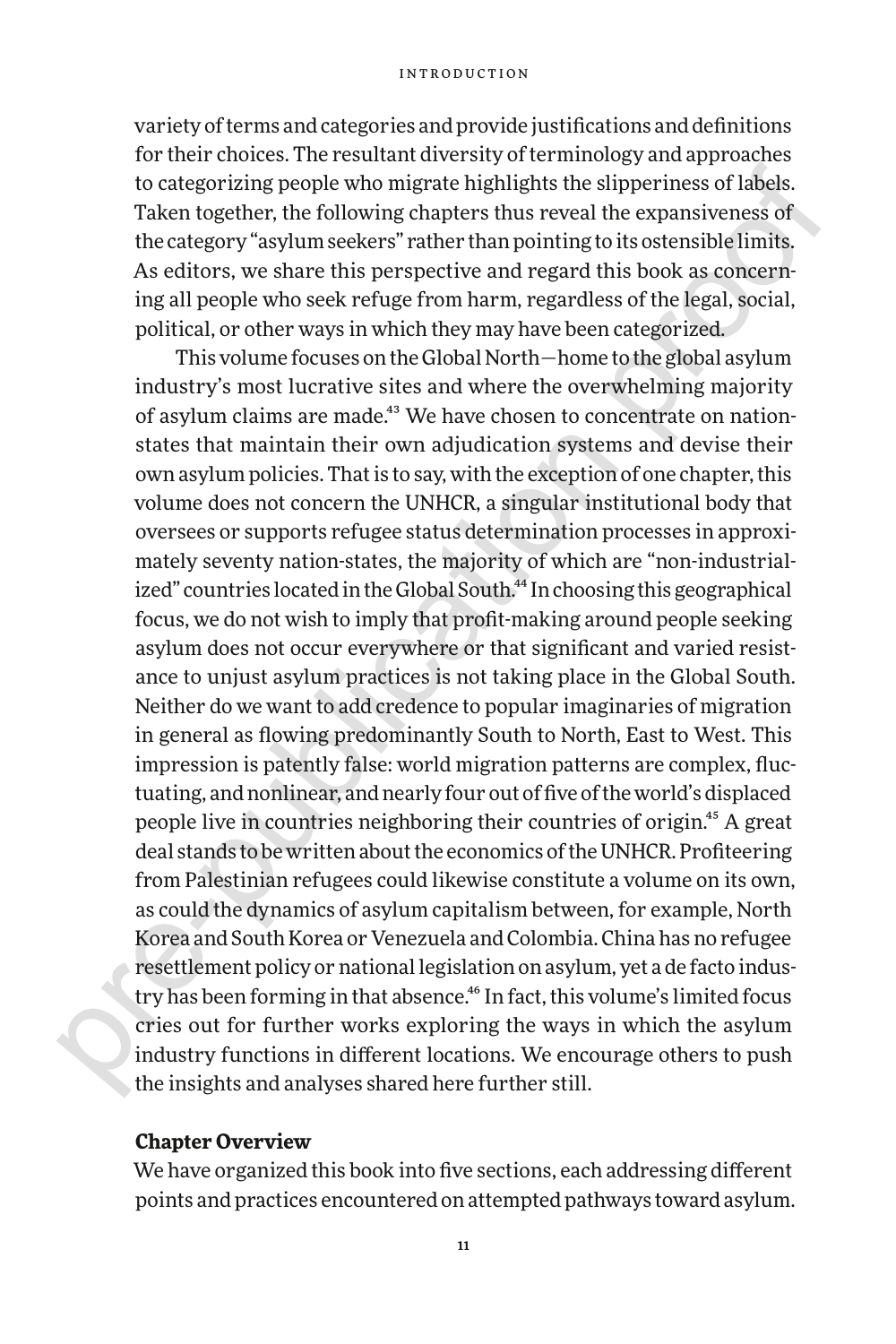variety of terms and categories and provide justifications and definitions for their choices. The resultant diversity of terminology and approaches to categorizing people who migrate highlights the slipperiness of labels. Taken together, the following chapters thus reveal the expansiveness of the category "asylum seekers" rather than pointing to its ostensible limits. As editors, we share this perspective and regard this book as concerning all people who seek refuge from harm, regardless of the legal, social, political, or other ways in which they may have been categorized.

This volume focuses on the Global North—home to the global asylum industry's most lucrative sites and where the overwhelming majority of asylum claims are made.[43] We have chosen to concentrate on nation-states that maintain their own adjudication systems and devise their own asylum policies. That is to say, with the exception of one chapter, this volume does not concern the UNHCR, a singular institutional body that oversees or supports refugee status determination processes in approximately seventy nation-states, the majority of which are "non-industrialized" countries located in the Global South.[44] In choosing this geographical focus, we do not wish to imply that profit-making around people seeking asylum does not occur everywhere or that significant and varied resistance to unjust asylum practices is not taking place in the Global South. Neither do we want to add credence to popular imaginaries of migration in general as flowing predominantly South to North, East to West. This impression is patently false: world migration patterns are complex, fluctuating, and nonlinear, and nearly four out of five of the world's displaced people live in countries neighboring their countries of origin.[45] A great deal stands to be written about the economics of the UNHCR. Profiteering from Palestinian refugees could likewise constitute a volume on its own, as could the dynamics of asylum capitalism between, for example, North Korea and South Korea or Venezuela and Colombia. China has no refugee resettlement policy or national legislation on asylum, yet a de facto industry has been forming in that absence.[46] In fact, this volume's limited focus cries out for further works exploring the ways in which the asylum industry functions in different locations. We encourage others to push the insights and analyses shared here further still.

### Chapter Overview

We have organized this book into five sections, each addressing different points and practices encountered on attempted pathways toward asylum.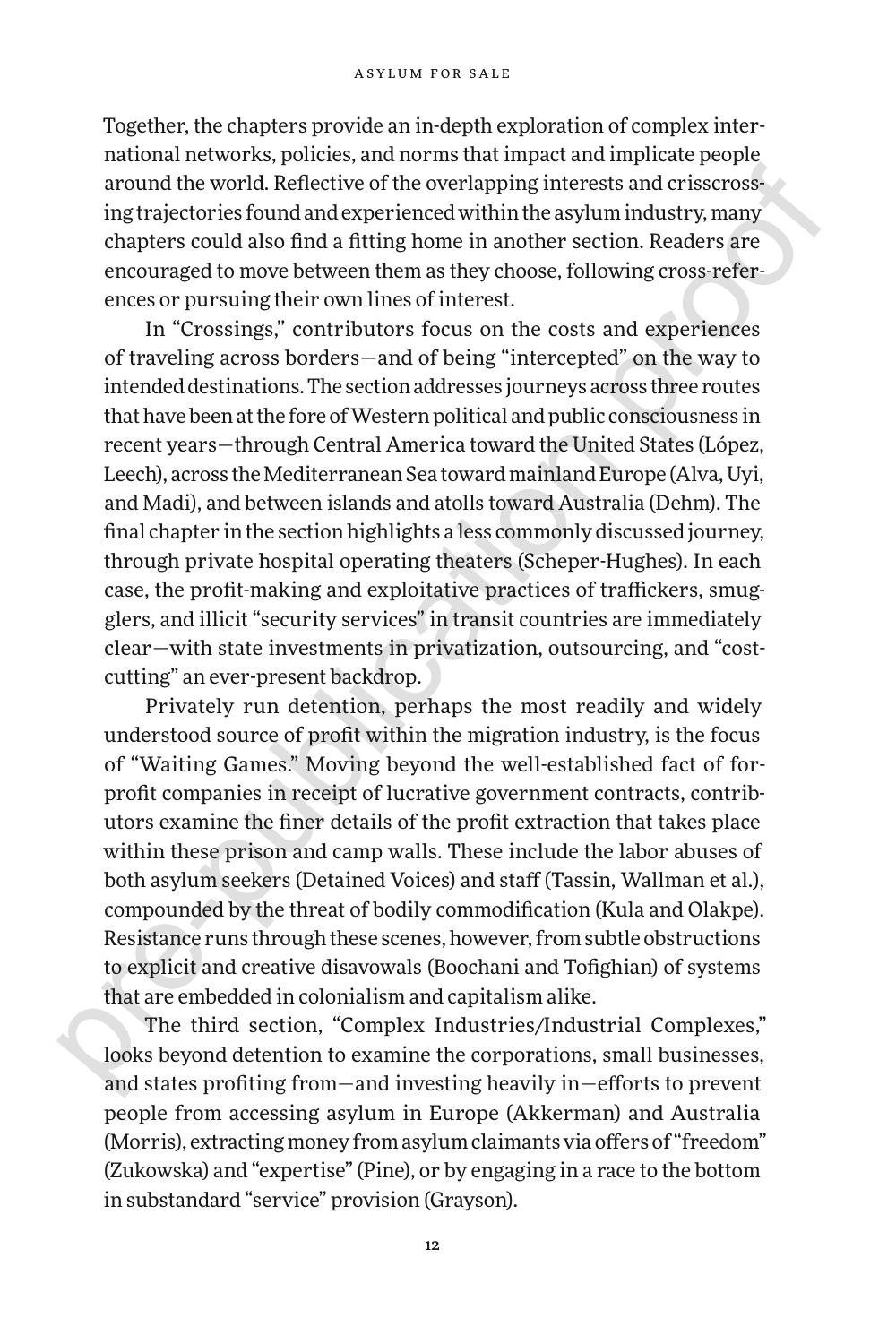Together, the chapters provide an in-depth exploration of complex international networks, policies, and norms that impact and implicate people around the world. Reflective of the overlapping interests and crisscrossing trajectories found and experienced within the asylum industry, many chapters could also find a fitting home in another section. Readers are encouraged to move between them as they choose, following cross-references or pursuing their own lines of interest.

In "Crossings," contributors focus on the costs and experiences of traveling across borders—and of being "intercepted" on the way to intended destinations. The section addresses journeys across three routes that have been at the fore of Western political and public consciousness in recent years—through Central America toward the United States (López, Leech), across the Mediterranean Sea toward mainland Europe (Alva, Uyi, and Madi), and between islands and atolls toward Australia (Dehm). The final chapter in the section highlights a less commonly discussed journey, through private hospital operating theaters (Scheper-Hughes). In each case, the profit-making and exploitative practices of traffickers, smugglers, and illicit "security services" in transit countries are immediately clear—with state investments in privatization, outsourcing, and "cost-cutting" an ever-present backdrop.

Privately run detention, perhaps the most readily and widely understood source of profit within the migration industry, is the focus of "Waiting Games." Moving beyond the well-established fact of for-profit companies in receipt of lucrative government contracts, contributors examine the finer details of the profit extraction that takes place within these prison and camp walls. These include the labor abuses of both asylum seekers (Detained Voices) and staff (Tassin, Wallman et al.), compounded by the threat of bodily commodification (Kula and Olakpe). Resistance runs through these scenes, however, from subtle obstructions to explicit and creative disavowals (Boochani and Tofighian) of systems that are embedded in colonialism and capitalism alike.

The third section, "Complex Industries/Industrial Complexes," looks beyond detention to examine the corporations, small businesses, and states profiting from—and investing heavily in—efforts to prevent people from accessing asylum in Europe (Akkerman) and Australia (Morris), extracting money from asylum claimants via offers of "freedom" (Zukowska) and "expertise" (Pine), or by engaging in a race to the bottom in substandard "service" provision (Grayson).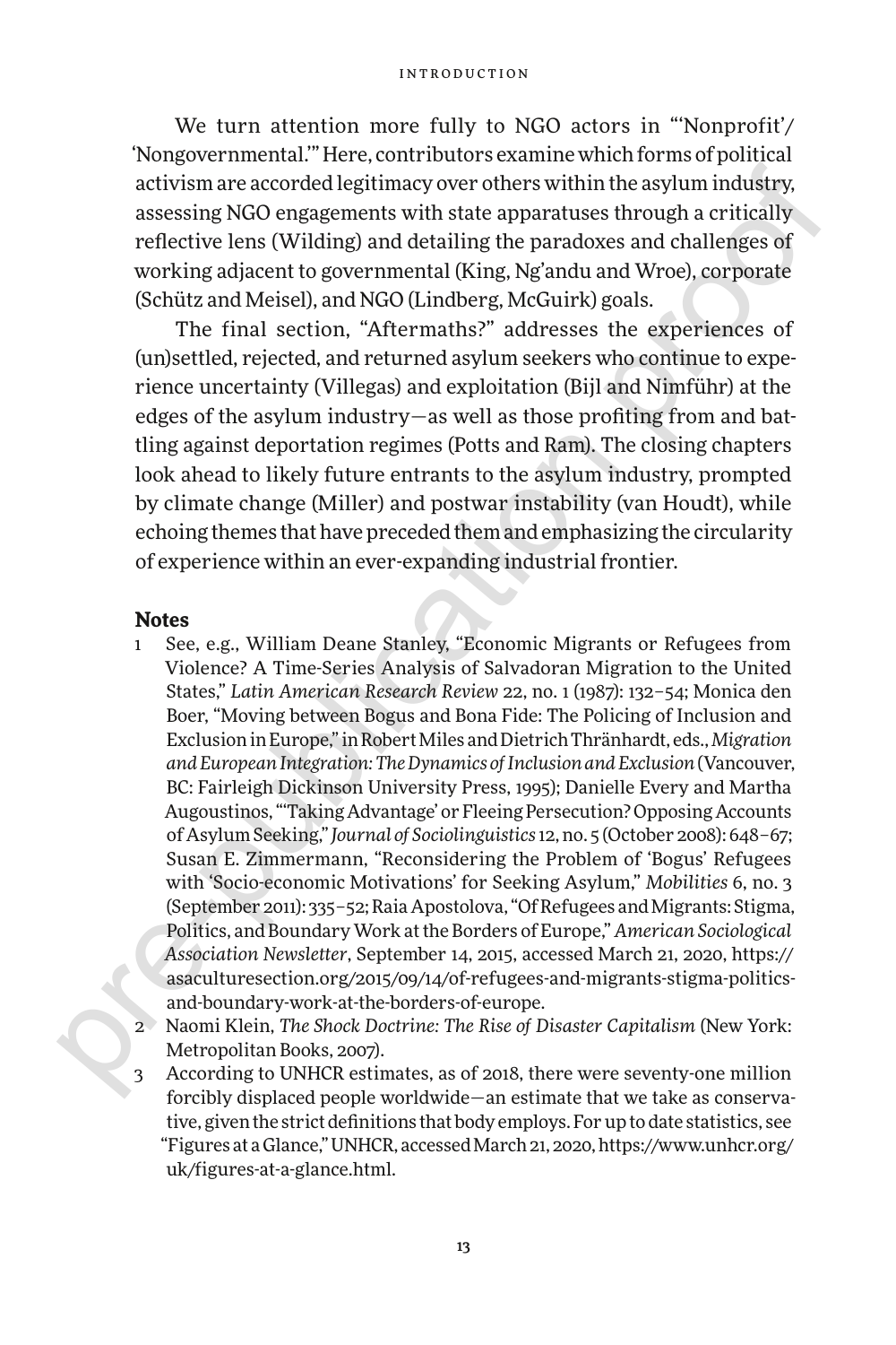We turn attention more fully to NGO actors in "'Nonprofit'/ 'Nongovernmental.'" Here, contributors examine which forms of political activism are accorded legitimacy over others within the asylum industry, assessing NGO engagements with state apparatuses through a critically reflective lens (Wilding) and detailing the paradoxes and challenges of working adjacent to governmental (King, Ng'andu and Wroe), corporate (Schütz and Meisel), and NGO (Lindberg, McGuirk) goals.

The final section, "Aftermaths?" addresses the experiences of (un)settled, rejected, and returned asylum seekers who continue to experience uncertainty (Villegas) and exploitation (Bijl and Nimführ) at the edges of the asylum industry—as well as those profiting from and battling against deportation regimes (Potts and Ram). The closing chapters look ahead to likely future entrants to the asylum industry, prompted by climate change (Miller) and postwar instability (van Houdt), while echoing themes that have preceded them and emphasizing the circularity of experience within an ever-expanding industrial frontier.

## Notes

1. See, e.g., William Deane Stanley, "Economic Migrants or Refugees from Violence? A Time-Series Analysis of Salvadoran Migration to the United States," *Latin American Research Review* 22, no. 1 (1987): 132–54; Monica den Boer, "Moving between Bogus and Bona Fide: The Policing of Inclusion and Exclusion in Europe," in Robert Miles and Dietrich Thränhardt, eds., *Migration and European Integration: The Dynamics of Inclusion and Exclusion* (Vancouver, BC: Fairleigh Dickinson University Press, 1995); Danielle Every and Martha Augoustinos, "'Taking Advantage' or Fleeing Persecution? Opposing Accounts of Asylum Seeking," *Journal of Sociolinguistics* 12, no. 5 (October 2008): 648–67; Susan E. Zimmermann, "Reconsidering the Problem of 'Bogus' Refugees with 'Socio-economic Motivations' for Seeking Asylum," *Mobilities* 6, no. 3 (September 2011): 335–52; Raia Apostolova, "Of Refugees and Migrants: Stigma, Politics, and Boundary Work at the Borders of Europe," *American Sociological Association Newsletter*, September 14, 2015, accessed March 21, 2020, https://asaculturesection.org/2015/09/14/of-refugees-and-migrants-stigma-politics-and-boundary-work-at-the-borders-of-europe.
2. Naomi Klein, *The Shock Doctrine: The Rise of Disaster Capitalism* (New York: Metropolitan Books, 2007).
3. According to UNHCR estimates, as of 2018, there were seventy-one million forcibly displaced people worldwide—an estimate that we take as conservative, given the strict definitions that body employs. For up to date statistics, see "Figures at a Glance," UNHCR, accessed March 21, 2020, https://www.unhcr.org/uk/figures-at-a-glance.html.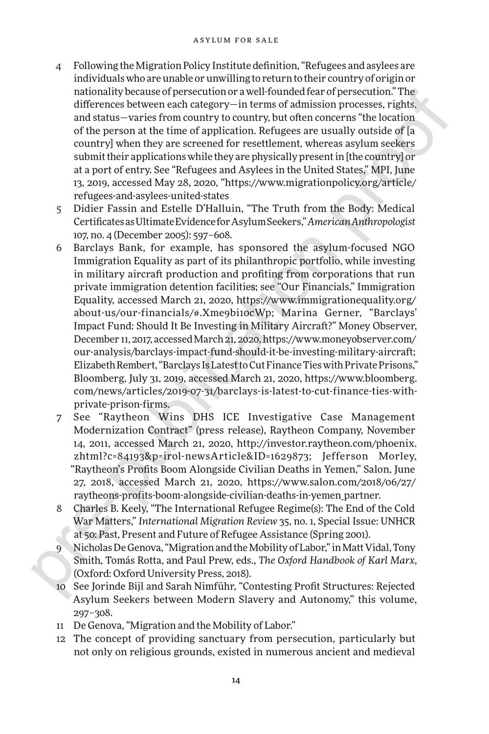4 Following the Migration Policy Institute definition, "Refugees and asylees are individuals who are unable or unwilling to return to their country of origin or nationality because of persecution or a well-founded fear of persecution." The differences between each category—in terms of admission processes, rights, and status—varies from country to country, but often concerns "the location of the person at the time of application. Refugees are usually outside of [a country] when they are screened for resettlement, whereas asylum seekers submit their applications while they are physically present in [the country] or at a port of entry. See "Refugees and Asylees in the United States," MPI, June 13, 2019, accessed May 28, 2020, "https://www.migrationpolicy.org/article/refugees-and-asylees-united-states

5 Didier Fassin and Estelle D'Halluin, "The Truth from the Body: Medical Certificates as Ultimate Evidence for Asylum Seekers," *American Anthropologist* 107, no. 4 (December 2005): 597–608.

6 Barclays Bank, for example, has sponsored the asylum-focused NGO Immigration Equality as part of its philanthropic portfolio, while investing in military aircraft production and profiting from corporations that run private immigration detention facilities; see "Our Financials," Immigration Equality, accessed March 21, 2020, https://www.immigrationequality.org/about-us/our-financials/#.Xme9bi1ocWp; Marina Gerner, "Barclays' Impact Fund: Should It Be Investing in Military Aircraft?" Money Observer, December 11, 2017, accessed March 21, 2020, https://www.moneyobserver.com/our-analysis/barclays-impact-fund-should-it-be-investing-military-aircraft; Elizabeth Rembert, "Barclays Is Latest to Cut Finance Ties with Private Prisons," Bloomberg, July 31, 2019, accessed March 21, 2020, https://www.bloomberg.com/news/articles/2019-07-31/barclays-is-latest-to-cut-finance-ties-with-private-prison-firms.

7 See "Raytheon Wins DHS ICE Investigative Case Management Modernization Contract" (press release), Raytheon Company, November 14, 2011, accessed March 21, 2020, http://investor.raytheon.com/phoenix.zhtml?c=84193&p=irol-newsArticle&ID=1629873; Jefferson Morley, "Raytheon's Profits Boom Alongside Civilian Deaths in Yemen," Salon, June 27, 2018, accessed March 21, 2020, https://www.salon.com/2018/06/27/raytheons-profits-boom-alongside-civilian-deaths-in-yemen_partner.

8 Charles B. Keely, "The International Refugee Regime(s): The End of the Cold War Matters," *International Migration Review* 35, no. 1, Special Issue: UNHCR at 50: Past, Present and Future of Refugee Assistance (Spring 2001).

9 Nicholas De Genova, "Migration and the Mobility of Labor," in Matt Vidal, Tony Smith, Tomás Rotta, and Paul Prew, eds., *The Oxford Handbook of Karl Marx*, (Oxford: Oxford University Press, 2018).

10 See Jorinde Bijl and Sarah Nimführ, "Contesting Profit Structures: Rejected Asylum Seekers between Modern Slavery and Autonomy," this volume, 297–308.

11 De Genova, "Migration and the Mobility of Labor."

12 The concept of providing sanctuary from persecution, particularly but not only on religious grounds, existed in numerous ancient and medieval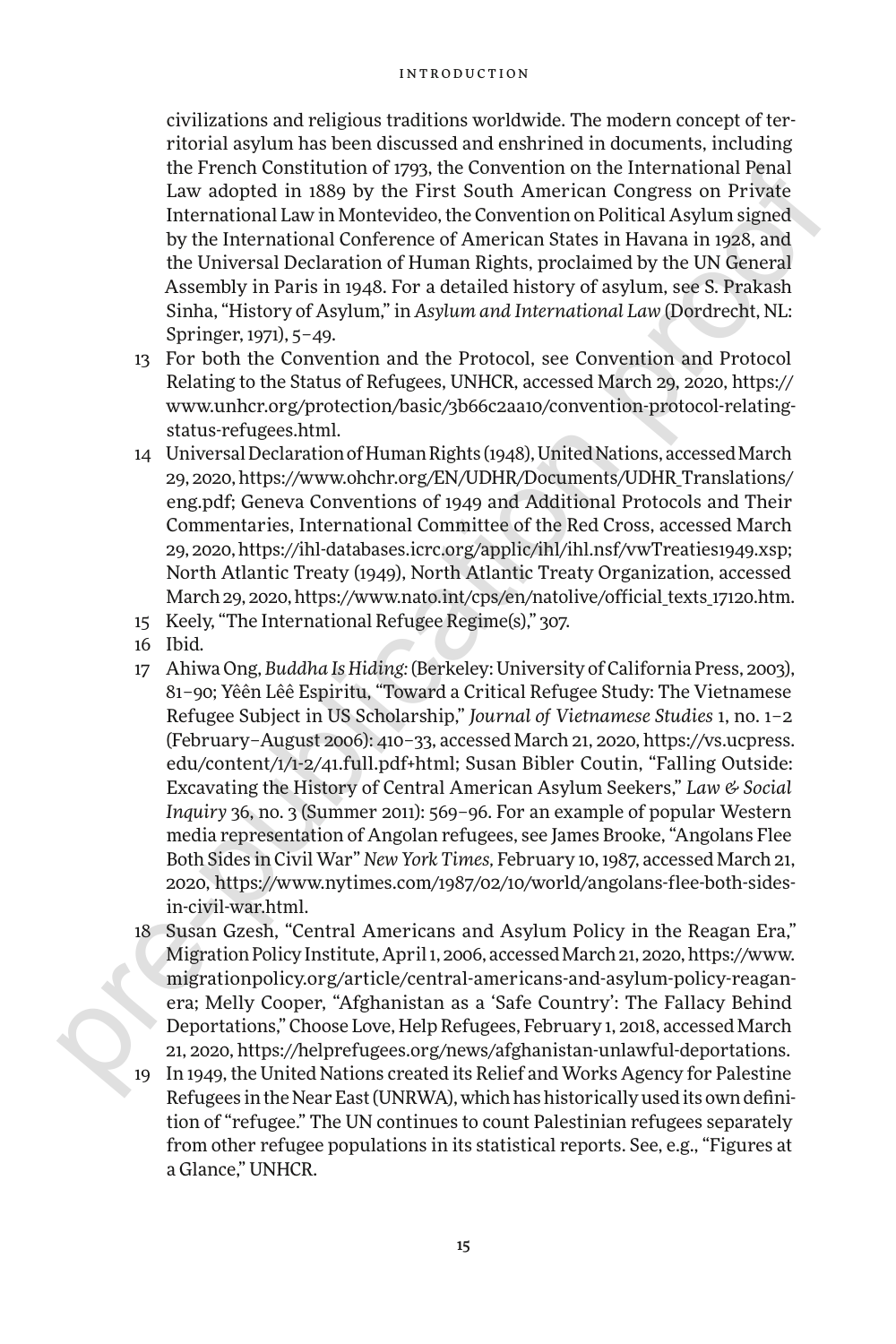civilizations and religious traditions worldwide. The modern concept of territorial asylum has been discussed and enshrined in documents, including the French Constitution of 1793, the Convention on the International Penal Law adopted in 1889 by the First South American Congress on Private International Law in Montevideo, the Convention on Political Asylum signed by the International Conference of American States in Havana in 1928, and the Universal Declaration of Human Rights, proclaimed by the UN General Assembly in Paris in 1948. For a detailed history of asylum, see S. Prakash Sinha, "History of Asylum," in *Asylum and International Law* (Dordrecht, NL: Springer, 1971), 5–49.

13 For both the Convention and the Protocol, see Convention and Protocol Relating to the Status of Refugees, UNHCR, accessed March 29, 2020, https://www.unhcr.org/protection/basic/3b66c2aa10/convention-protocol-relating-status-refugees.html.

14 Universal Declaration of Human Rights (1948), United Nations, accessed March 29, 2020, https://www.ohchr.org/EN/UDHR/Documents/UDHR_Translations/eng.pdf; Geneva Conventions of 1949 and Additional Protocols and Their Commentaries, International Committee of the Red Cross, accessed March 29, 2020, https://ihl-databases.icrc.org/applic/ihl/ihl.nsf/vwTreaties1949.xsp; North Atlantic Treaty (1949), North Atlantic Treaty Organization, accessed March 29, 2020, https://www.nato.int/cps/en/natolive/official_texts_17120.htm.

15 Keely, "The International Refugee Regime(s)," 307.

16 Ibid.

17 Ahiwa Ong, *Buddha Is Hiding*: (Berkeley: University of California Press, 2003), 81–90; Yêên Lêê Espiritu, "Toward a Critical Refugee Study: The Vietnamese Refugee Subject in US Scholarship," *Journal of Vietnamese Studies* 1, no. 1–2 (February–August 2006): 410–33, accessed March 21, 2020, https://vs.ucpress.edu/content/1/1-2/41.full.pdf+html; Susan Bibler Coutin, "Falling Outside: Excavating the History of Central American Asylum Seekers," *Law & Social Inquiry* 36, no. 3 (Summer 2011): 569–96. For an example of popular Western media representation of Angolan refugees, see James Brooke, "Angolans Flee Both Sides in Civil War" *New York Times*, February 10, 1987, accessed March 21, 2020, https://www.nytimes.com/1987/02/10/world/angolans-flee-both-sides-in-civil-war.html.

18 Susan Gzesh, "Central Americans and Asylum Policy in the Reagan Era," Migration Policy Institute, April 1, 2006, accessed March 21, 2020, https://www.migrationpolicy.org/article/central-americans-and-asylum-policy-reagan-era; Melly Cooper, "Afghanistan as a 'Safe Country': The Fallacy Behind Deportations," Choose Love, Help Refugees, February 1, 2018, accessed March 21, 2020, https://helprefugees.org/news/afghanistan-unlawful-deportations.

19 In 1949, the United Nations created its Relief and Works Agency for Palestine Refugees in the Near East (UNRWA), which has historically used its own definition of "refugee." The UN continues to count Palestinian refugees separately from other refugee populations in its statistical reports. See, e.g., "Figures at a Glance," UNHCR.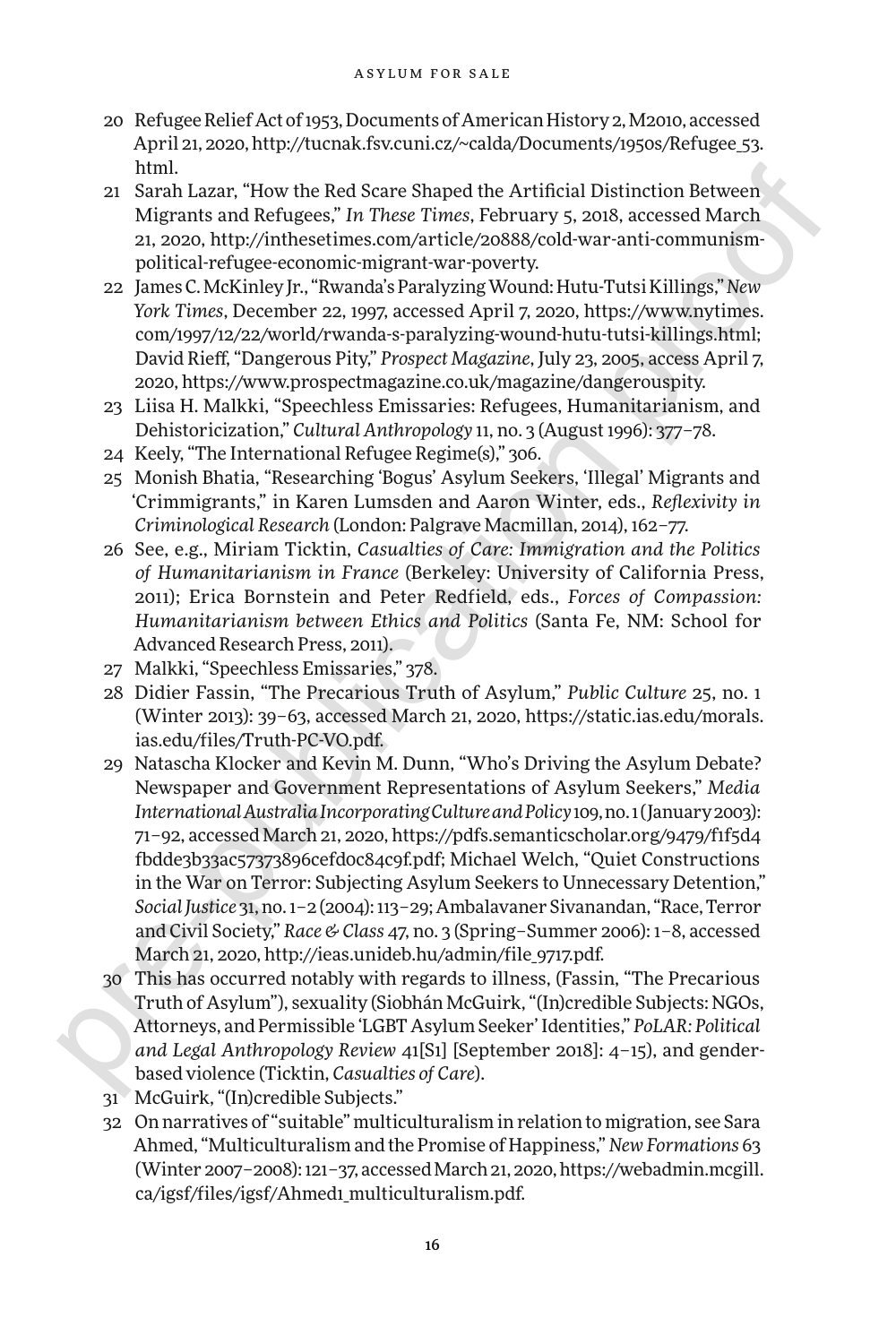20 Refugee Relief Act of 1953, Documents of American History 2, M2010, accessed April 21, 2020, http://tucnak.fsv.cuni.cz/~calda/Documents/1950s/Refugee_53.html.

21 Sarah Lazar, "How the Red Scare Shaped the Artificial Distinction Between Migrants and Refugees," *In These Times*, February 5, 2018, accessed March 21, 2020, http://inthesetimes.com/article/20888/cold-war-anti-communism-political-refugee-economic-migrant-war-poverty.

22 James C. McKinley Jr., "Rwanda's Paralyzing Wound: Hutu-Tutsi Killings," *New York Times*, December 22, 1997, accessed April 7, 2020, https://www.nytimes.com/1997/12/22/world/rwanda-s-paralyzing-wound-hutu-tutsi-killings.html; David Rieff, "Dangerous Pity," *Prospect Magazine*, July 23, 2005, access April 7, 2020, https://www.prospectmagazine.co.uk/magazine/dangerouspity.

23 Liisa H. Malkki, "Speechless Emissaries: Refugees, Humanitarianism, and Dehistoricization," *Cultural Anthropology* 11, no. 3 (August 1996): 377–78.

24 Keely, "The International Refugee Regime(s)," 306.

25 Monish Bhatia, "Researching 'Bogus' Asylum Seekers, 'Illegal' Migrants and 'Crimmigrants," in Karen Lumsden and Aaron Winter, eds., *Reflexivity in Criminological Research* (London: Palgrave Macmillan, 2014), 162–77.

26 See, e.g., Miriam Ticktin, *Casualties of Care: Immigration and the Politics of Humanitarianism in France* (Berkeley: University of California Press, 2011); Erica Bornstein and Peter Redfield, eds., *Forces of Compassion: Humanitarianism between Ethics and Politics* (Santa Fe, NM: School for Advanced Research Press, 2011).

27 Malkki, "Speechless Emissaries," 378.

28 Didier Fassin, "The Precarious Truth of Asylum," *Public Culture* 25, no. 1 (Winter 2013): 39–63, accessed March 21, 2020, https://static.ias.edu/morals.ias.edu/files/Truth-PC-VO.pdf.

29 Natascha Klocker and Kevin M. Dunn, "Who's Driving the Asylum Debate? Newspaper and Government Representations of Asylum Seekers," *Media International Australia Incorporating Culture and Policy* 109, no. 1 (January 2003): 71–92, accessed March 21, 2020, https://pdfs.semanticscholar.org/9479/f1f5d4fbdde3b33ac57373896cefdoc84c9f.pdf; Michael Welch, "Quiet Constructions in the War on Terror: Subjecting Asylum Seekers to Unnecessary Detention," *Social Justice* 31, no. 1–2 (2004): 113–29; Ambalavaner Sivanandan, "Race, Terror and Civil Society," *Race & Class* 47, no. 3 (Spring–Summer 2006): 1–8, accessed March 21, 2020, http://ieas.unideb.hu/admin/file_9717.pdf.

30 This has occurred notably with regards to illness, (Fassin, "The Precarious Truth of Asylum"), sexuality (Siobhán McGuirk, "(In)credible Subjects: NGOs, Attorneys, and Permissible 'LGBT Asylum Seeker' Identities," *PoLAR: Political and Legal Anthropology Review* 41[S1] [September 2018]: 4–15), and gender-based violence (Ticktin, *Casualties of Care*).

31 McGuirk, "(In)credible Subjects."

32 On narratives of "suitable" multiculturalism in relation to migration, see Sara Ahmed, "Multiculturalism and the Promise of Happiness," *New Formations* 63 (Winter 2007–2008): 121–37, accessed March 21, 2020, https://webadmin.mcgill.ca/igsf/files/igsf/Ahmed1_multiculturalism.pdf.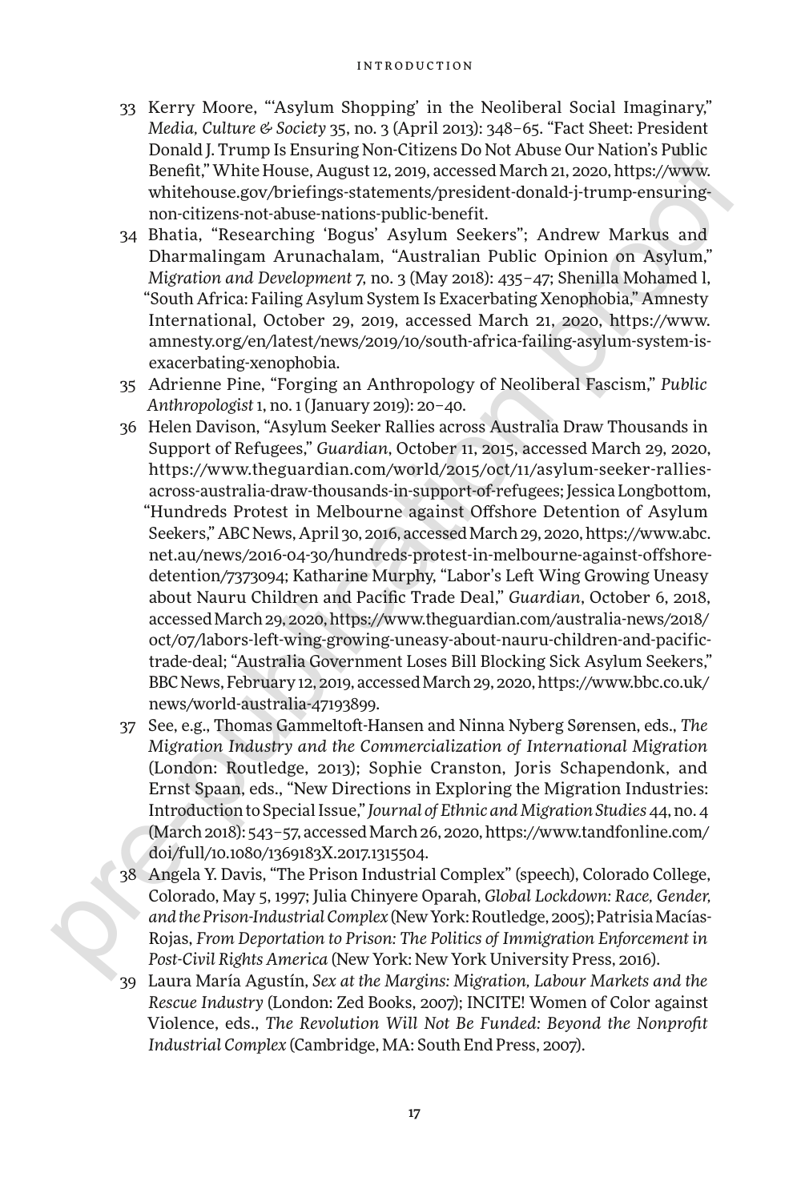33 Kerry Moore, "'Asylum Shopping' in the Neoliberal Social Imaginary," *Media, Culture & Society* 35, no. 3 (April 2013): 348–65. "Fact Sheet: President Donald J. Trump Is Ensuring Non-Citizens Do Not Abuse Our Nation's Public Benefit," White House, August 12, 2019, accessed March 21, 2020, https://www.whitehouse.gov/briefings-statements/president-donald-j-trump-ensuring-non-citizens-not-abuse-nations-public-benefit.

34 Bhatia, "Researching 'Bogus' Asylum Seekers"; Andrew Markus and Dharmalingam Arunachalam, "Australian Public Opinion on Asylum," *Migration and Development* 7, no. 3 (May 2018): 435–47; Shenilla Mohamed l, "South Africa: Failing Asylum System Is Exacerbating Xenophobia," Amnesty International, October 29, 2019, accessed March 21, 2020, https://www.amnesty.org/en/latest/news/2019/10/south-africa-failing-asylum-system-is-exacerbating-xenophobia.

35 Adrienne Pine, "Forging an Anthropology of Neoliberal Fascism," *Public Anthropologist* 1, no. 1 (January 2019): 20–40.

36 Helen Davison, "Asylum Seeker Rallies across Australia Draw Thousands in Support of Refugees," *Guardian*, October 11, 2015, accessed March 29, 2020, https://www.theguardian.com/world/2015/oct/11/asylum-seeker-rallies-across-australia-draw-thousands-in-support-of-refugees; Jessica Longbottom, "Hundreds Protest in Melbourne against Offshore Detention of Asylum Seekers," ABC News, April 30, 2016, accessed March 29, 2020, https://www.abc.net.au/news/2016-04-30/hundreds-protest-in-melbourne-against-offshore-detention/7373094; Katharine Murphy, "Labor's Left Wing Growing Uneasy about Nauru Children and Pacific Trade Deal," *Guardian*, October 6, 2018, accessed March 29, 2020, https://www.theguardian.com/australia-news/2018/oct/07/labors-left-wing-growing-uneasy-about-nauru-children-and-pacific-trade-deal; "Australia Government Loses Bill Blocking Sick Asylum Seekers," BBC News, February 12, 2019, accessed March 29, 2020, https://www.bbc.co.uk/news/world-australia-47193899.

37 See, e.g., Thomas Gammeltoft-Hansen and Ninna Nyberg Sørensen, eds., *The Migration Industry and the Commercialization of International Migration* (London: Routledge, 2013); Sophie Cranston, Joris Schapendonk, and Ernst Spaan, eds., "New Directions in Exploring the Migration Industries: Introduction to Special Issue," *Journal of Ethnic and Migration Studies* 44, no. 4 (March 2018): 543–57, accessed March 26, 2020, https://www.tandfonline.com/doi/full/10.1080/1369183X.2017.1315504.

38 Angela Y. Davis, "The Prison Industrial Complex" (speech), Colorado College, Colorado, May 5, 1997; Julia Chinyere Oparah, *Global Lockdown: Race, Gender, and the Prison-Industrial Complex* (New York: Routledge, 2005); Patrisia Macías-Rojas, *From Deportation to Prison: The Politics of Immigration Enforcement in Post-Civil Rights America* (New York: New York University Press, 2016).

39 Laura María Agustín, *Sex at the Margins: Migration, Labour Markets and the Rescue Industry* (London: Zed Books, 2007); INCITE! Women of Color against Violence, eds., *The Revolution Will Not Be Funded: Beyond the Nonprofit Industrial Complex* (Cambridge, MA: South End Press, 2007).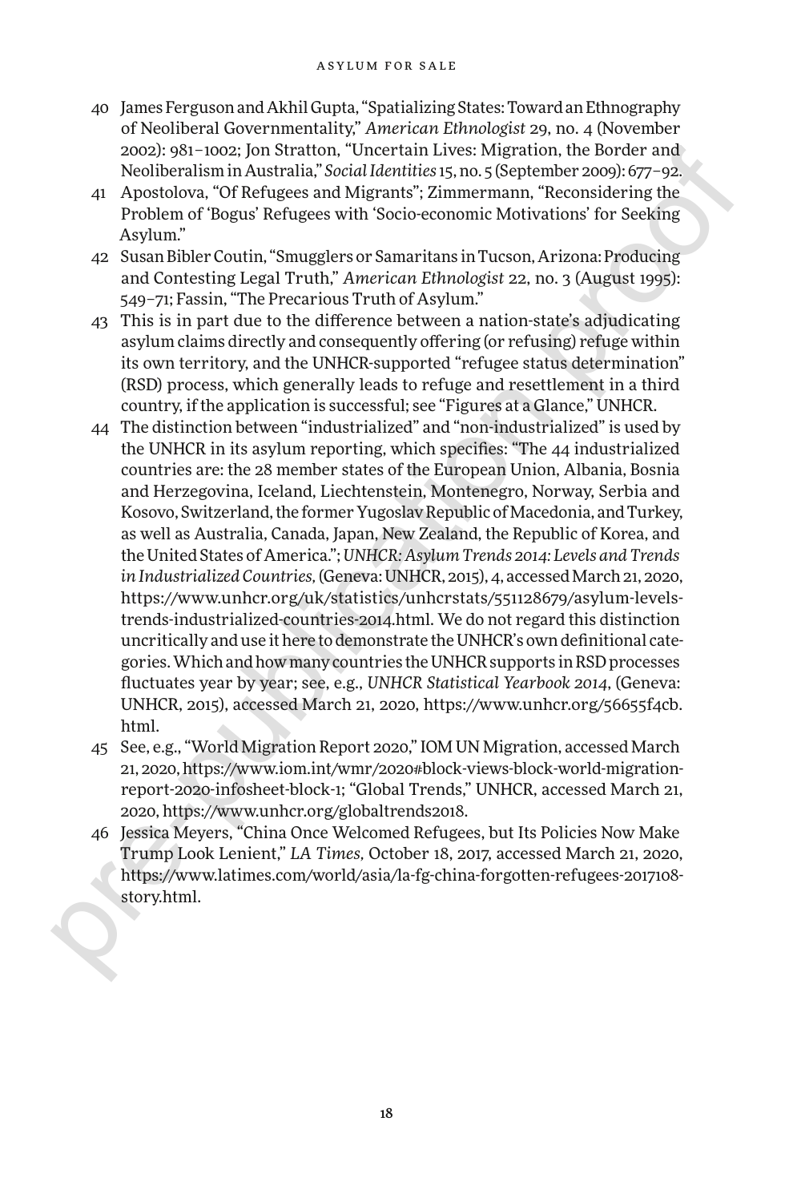40 James Ferguson and Akhil Gupta, "Spatializing States: Toward an Ethnography of Neoliberal Governmentality," *American Ethnologist* 29, no. 4 (November 2002): 981–1002; Jon Stratton, "Uncertain Lives: Migration, the Border and Neoliberalism in Australia," *Social Identities* 15, no. 5 (September 2009): 677–92.

41 Apostolova, "Of Refugees and Migrants"; Zimmermann, "Reconsidering the Problem of 'Bogus' Refugees with 'Socio-economic Motivations' for Seeking Asylum."

42 Susan Bibler Coutin, "Smugglers or Samaritans in Tucson, Arizona: Producing and Contesting Legal Truth," *American Ethnologist* 22, no. 3 (August 1995): 549–71; Fassin, "The Precarious Truth of Asylum."

43 This is in part due to the difference between a nation-state's adjudicating asylum claims directly and consequently offering (or refusing) refuge within its own territory, and the UNHCR-supported "refugee status determination" (RSD) process, which generally leads to refuge and resettlement in a third country, if the application is successful; see "Figures at a Glance," UNHCR.

44 The distinction between "industrialized" and "non-industrialized" is used by the UNHCR in its asylum reporting, which specifies: "The 44 industrialized countries are: the 28 member states of the European Union, Albania, Bosnia and Herzegovina, Iceland, Liechtenstein, Montenegro, Norway, Serbia and Kosovo, Switzerland, the former Yugoslav Republic of Macedonia, and Turkey, as well as Australia, Canada, Japan, New Zealand, the Republic of Korea, and the United States of America."; *UNHCR: Asylum Trends 2014: Levels and Trends in Industrialized Countries,* (Geneva: UNHCR, 2015), 4, accessed March 21, 2020, https://www.unhcr.org/uk/statistics/unhcrstats/551128679/asylum-levels-trends-industrialized-countries-2014.html. We do not regard this distinction uncritically and use it here to demonstrate the UNHCR's own definitional categories. Which and how many countries the UNHCR supports in RSD processes fluctuates year by year; see, e.g., *UNHCR Statistical Yearbook 2014*, (Geneva: UNHCR, 2015), accessed March 21, 2020, https://www.unhcr.org/56655f4cb.html.

45 See, e.g., "World Migration Report 2020," IOM UN Migration, accessed March 21, 2020, https://www.iom.int/wmr/2020#block-views-block-world-migration-report-2020-infosheet-block-1; "Global Trends," UNHCR, accessed March 21, 2020, https://www.unhcr.org/globaltrends2018.

46 Jessica Meyers, "China Once Welcomed Refugees, but Its Policies Now Make Trump Look Lenient," *LA Times,* October 18, 2017, accessed March 21, 2020, https://www.latimes.com/world/asia/la-fg-china-forgotten-refugees-2017108-story.html.